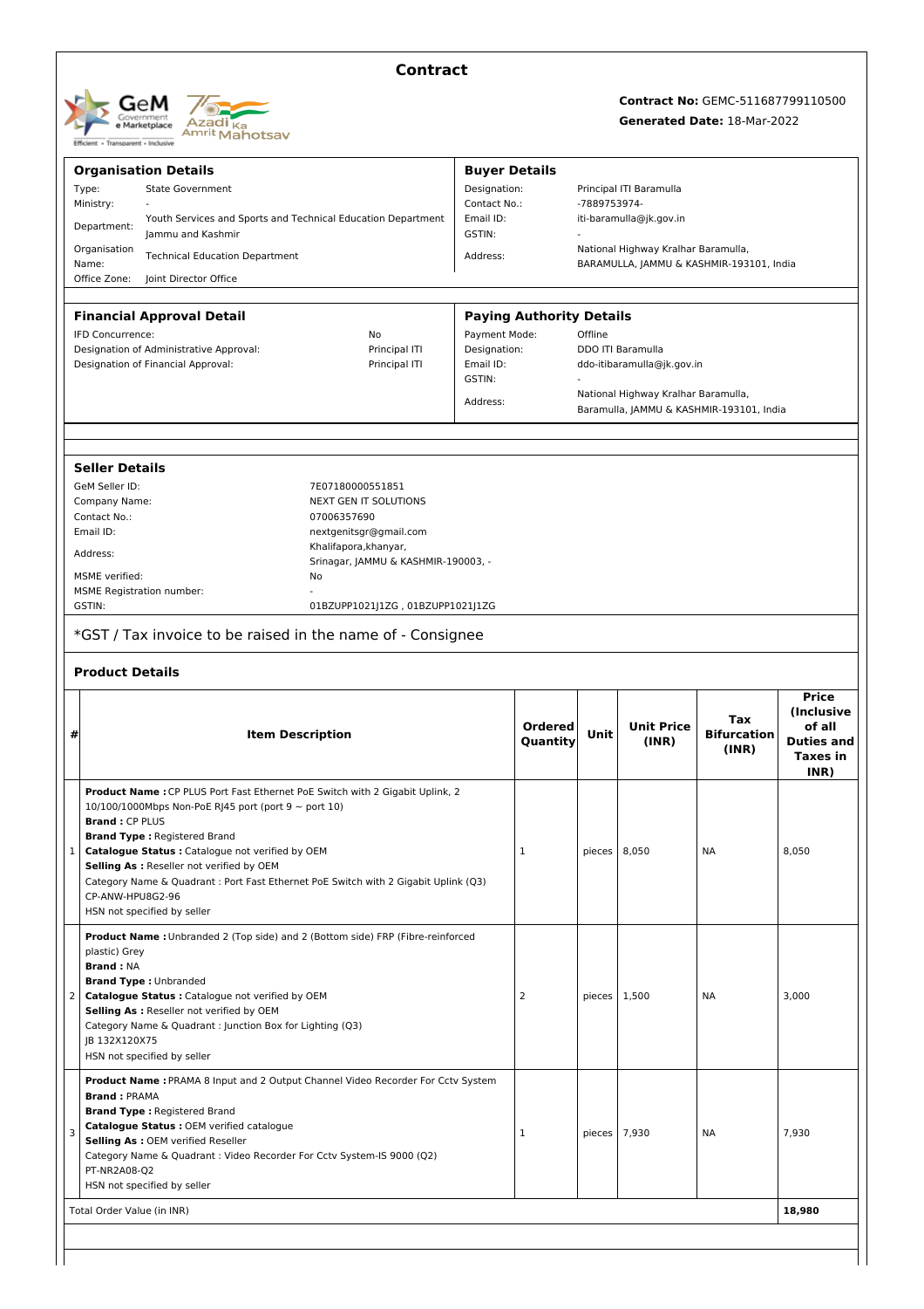# Contract

**Contract No:** GEMC-511687799110500

**Generated Date:** 18-Mar-2022

## Organisation Details

| | |
|---|---|
| Type: | State Government |
| Ministry: | - |
| Department: | Youth Services and Sports and Technical Education Department Jammu and Kashmir |
| Organisation Name: | Technical Education Department |
| Office Zone: | Joint Director Office |

## Buyer Details

| | |
|---|---|
| Designation: | Principal ITI Baramulla |
| Contact No.: | -7889753974- |
| Email ID: | iti-baramulla@jk.gov.in |
| GSTIN: | - |
| Address: | National Highway Kralhar Baramulla, BARAMULLA, JAMMU & KASHMIR-193101, India |

## Financial Approval Detail

| | |
|---|---|
| IFD Concurrence: | No |
| Designation of Administrative Approval: | Principal ITI |
| Designation of Financial Approval: | Principal ITI |

## Paying Authority Details

| | |
|---|---|
| Payment Mode: | Offline |
| Designation: | DDO ITI Baramulla |
| Email ID: | ddo-itibaramulla@jk.gov.in |
| GSTIN: | - |
| Address: | National Highway Kralhar Baramulla, Baramulla, JAMMU & KASHMIR-193101, India |

## Seller Details

| | |
|---|---|
| GeM Seller ID: | 7E07180000551851 |
| Company Name: | NEXT GEN IT SOLUTIONS |
| Contact No.: | 07006357690 |
| Email ID: | nextgenitsgr@gmail.com |
| Address: | Khalifapora,khanyar, Srinagar, JAMMU & KASHMIR-190003, - |
| MSME verified: | No |
| MSME Registration number: | - |
| GSTIN: | 01BZUPP1021J1ZG , 01BZUPP1021J1ZG |

*GST / Tax invoice to be raised in the name of - Consignee

## Product Details

| # | Item Description | Ordered Quantity | Unit | Unit Price (INR) | Tax Bifurcation (INR) | Price (Inclusive of all Duties and Taxes in INR) |
|---|---|---|---|---|---|---|
| 1 | **Product Name :** CP PLUS Port Fast Ethernet PoE Switch with 2 Gigabit Uplink, 2 10/100/1000Mbps Non-PoE RJ45 port (port 9 ~ port 10)<br>**Brand :** CP PLUS<br>**Brand Type :** Registered Brand<br>**Catalogue Status :** Catalogue not verified by OEM<br>**Selling As :** Reseller not verified by OEM<br>Category Name & Quadrant : Port Fast Ethernet PoE Switch with 2 Gigabit Uplink (Q3)<br>CP-ANW-HPU8G2-96<br>HSN not specified by seller | 1 | pieces | 8,050 | NA | 8,050 |
| 2 | **Product Name :** Unbranded 2 (Top side) and 2 (Bottom side) FRP (Fibre-reinforced plastic) Grey<br>**Brand :** NA<br>**Brand Type :** Unbranded<br>**Catalogue Status :** Catalogue not verified by OEM<br>**Selling As :** Reseller not verified by OEM<br>Category Name & Quadrant : Junction Box for Lighting (Q3)<br>JB 132X120X75<br>HSN not specified by seller | 2 | pieces | 1,500 | NA | 3,000 |
| 3 | **Product Name :** PRAMA 8 Input and 2 Output Channel Video Recorder For Cctv System<br>**Brand :** PRAMA<br>**Brand Type :** Registered Brand<br>**Catalogue Status :** OEM verified catalogue<br>**Selling As :** OEM verified Reseller<br>Category Name & Quadrant : Video Recorder For Cctv System-IS 9000 (Q2)<br>PT-NR2A08-Q2<br>HSN not specified by seller | 1 | pieces | 7,930 | NA | 7,930 |
| | Total Order Value (in INR) | | | | | **18,980** |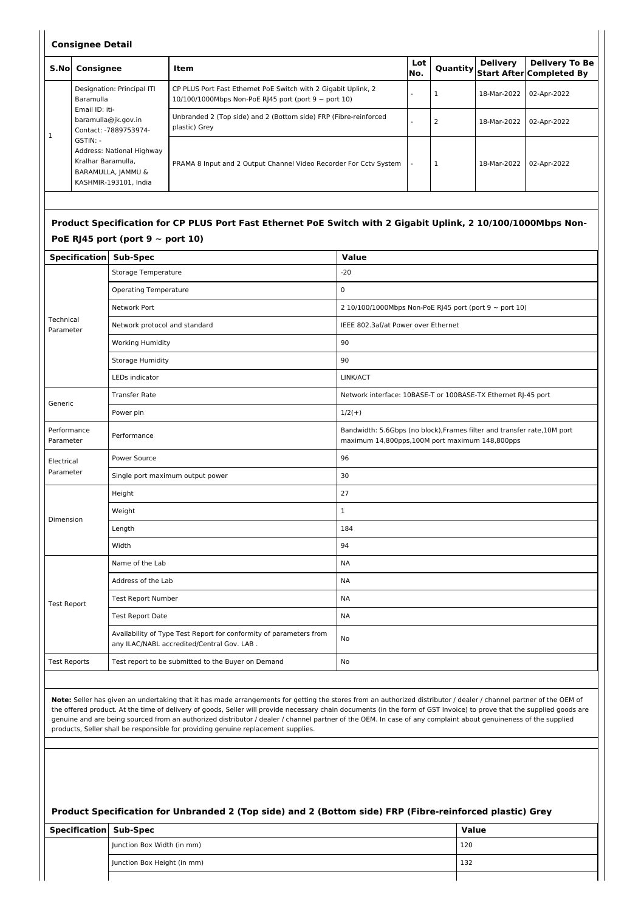## Consignee Detail

| S.No | Consignee | Item | Lot No. | Quantity | Delivery Start After | Delivery To Be Completed By |
|---|---|---|---|---|---|---|
| 1 | Designation: Principal ITI Baramulla<br>Email ID: iti-baramulla@jk.gov.in<br>Contact: -7889753974-<br>GSTIN: -<br>Address: National Highway Kralhar Baramulla, BARAMULLA, JAMMU & KASHMIR-193101, India | CP PLUS Port Fast Ethernet PoE Switch with 2 Gigabit Uplink, 2 10/100/1000Mbps Non-PoE RJ45 port (port 9 ~ port 10) | - | 1 | 18-Mar-2022 | 02-Apr-2022 |
| | | Unbranded 2 (Top side) and 2 (Bottom side) FRP (Fibre-reinforced plastic) Grey | - | 2 | 18-Mar-2022 | 02-Apr-2022 |
| | | PRAMA 8 Input and 2 Output Channel Video Recorder For Cctv System | - | 1 | 18-Mar-2022 | 02-Apr-2022 |

### Product Specification for CP PLUS Port Fast Ethernet PoE Switch with 2 Gigabit Uplink, 2 10/100/1000Mbps Non-PoE RJ45 port (port 9 ~ port 10)

| Specification | Sub-Spec | Value |
|---|---|---|
| Technical Parameter | Storage Temperature | -20 |
| | Operating Temperature | 0 |
| | Network Port | 2 10/100/1000Mbps Non-PoE RJ45 port (port 9 ~ port 10) |
| | Network protocol and standard | IEEE 802.3af/at Power over Ethernet |
| | Working Humidity | 90 |
| | Storage Humidity | 90 |
| | LEDs indicator | LINK/ACT |
| Generic | Transfer Rate | Network interface: 10BASE-T or 100BASE-TX Ethernet RJ-45 port |
| | Power pin | 1/2(+) |
| Performance Parameter | Performance | Bandwidth: 5.6Gbps (no block),Frames filter and transfer rate,10M port maximum 14,800pps,100M port maximum 148,800pps |
| Electrical Parameter | Power Source | 96 |
| | Single port maximum output power | 30 |
| Dimension | Height | 27 |
| | Weight | 1 |
| | Length | 184 |
| | Width | 94 |
| Test Report | Name of the Lab | NA |
| | Address of the Lab | NA |
| | Test Report Number | NA |
| | Test Report Date | NA |
| | Availability of Type Test Report for conformity of parameters from any ILAC/NABL accredited/Central Gov. LAB . | No |
| Test Reports | Test report to be submitted to the Buyer on Demand | No |

**Note:** Seller has given an undertaking that it has made arrangements for getting the stores from an authorized distributor / dealer / channel partner of the OEM of the offered product. At the time of delivery of goods, Seller will provide necessary chain documents (in the form of GST Invoice) to prove that the supplied goods are genuine and are being sourced from an authorized distributor / dealer / channel partner of the OEM. In case of any complaint about genuineness of the supplied products, Seller shall be responsible for providing genuine replacement supplies.

### Product Specification for Unbranded 2 (Top side) and 2 (Bottom side) FRP (Fibre-reinforced plastic) Grey

| Specification | Sub-Spec | Value |
|---|---|---|
| | Junction Box Width (in mm) | 120 |
| | Junction Box Height (in mm) | 132 |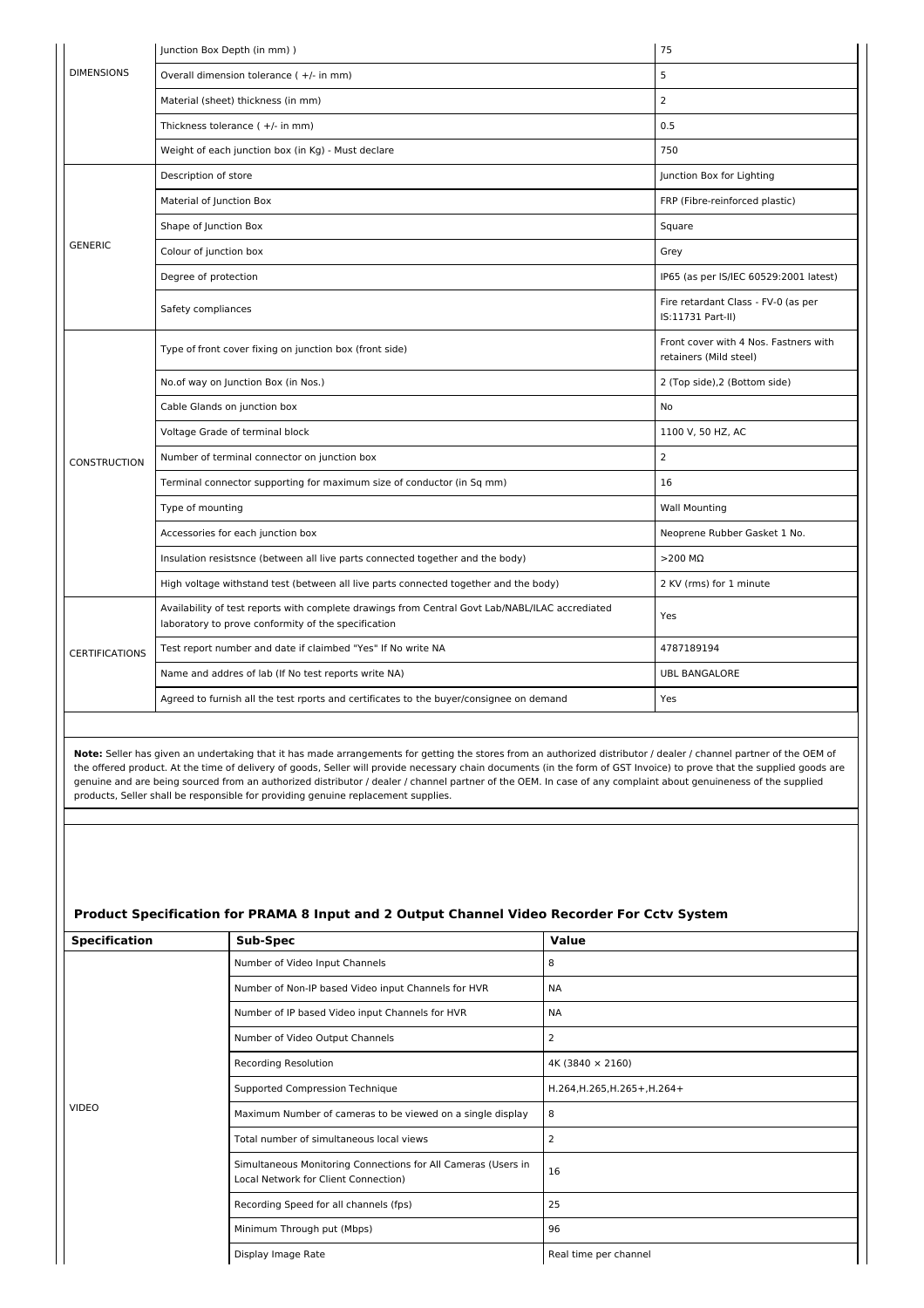| | | |
|---|---|---|
| DIMENSIONS | Junction Box Depth (in mm) ) | 75 |
| | Overall dimension tolerance ( +/- in mm) | 5 |
| | Material (sheet) thickness (in mm) | 2 |
| | Thickness tolerance ( +/- in mm) | 0.5 |
| | Weight of each junction box (in Kg) - Must declare | 750 |
| GENERIC | Description of store | Junction Box for Lighting |
| | Material of Junction Box | FRP (Fibre-reinforced plastic) |
| | Shape of Junction Box | Square |
| | Colour of junction box | Grey |
| | Degree of protection | IP65 (as per IS/IEC 60529:2001 latest) |
| | Safety compliances | Fire retardant Class - FV-0 (as per IS:11731 Part-II) |
| CONSTRUCTION | Type of front cover fixing on junction box (front side) | Front cover with 4 Nos. Fastners with retainers (Mild steel) |
| | No.of way on Junction Box (in Nos.) | 2 (Top side),2 (Bottom side) |
| | Cable Glands on junction box | No |
| | Voltage Grade of terminal block | 1100 V, 50 HZ, AC |
| | Number of terminal connector on junction box | 2 |
| | Terminal connector supporting for maximum size of conductor (in Sq mm) | 16 |
| | Type of mounting | Wall Mounting |
| | Accessories for each junction box | Neoprene Rubber Gasket 1 No. |
| | Insulation resistsnce (between all live parts connected together and the body) | >200 MΩ |
| | High voltage withstand test (between all live parts connected together and the body) | 2 KV (rms) for 1 minute |
| CERTIFICATIONS | Availability of test reports with complete drawings from Central Govt Lab/NABL/ILAC accredited laboratory to prove conformity of the specification | Yes |
| | Test report number and date if claimbed "Yes" If No write NA | 4787189194 |
| | Name and addres of lab (If No test reports write NA) | UBL BANGALORE |
| | Agreed to furnish all the test rports and certificates to the buyer/consignee on demand | Yes |

**Note:** Seller has given an undertaking that it has made arrangements for getting the stores from an authorized distributor / dealer / channel partner of the OEM of the offered product. At the time of delivery of goods, Seller will provide necessary chain documents (in the form of GST Invoice) to prove that the supplied goods are genuine and are being sourced from an authorized distributor / dealer / channel partner of the OEM. In case of any complaint about genuineness of the supplied products, Seller shall be responsible for providing genuine replacement supplies.

### Product Specification for PRAMA 8 Input and 2 Output Channel Video Recorder For Cctv System

| Specification | Sub-Spec | Value |
|---|---|---|
| VIDEO | Number of Video Input Channels | 8 |
| | Number of Non-IP based Video input Channels for HVR | NA |
| | Number of IP based Video input Channels for HVR | NA |
| | Number of Video Output Channels | 2 |
| | Recording Resolution | 4K (3840 × 2160) |
| | Supported Compression Technique | H.264,H.265,H.265+,H.264+ |
| | Maximum Number of cameras to be viewed on a single display | 8 |
| | Total number of simultaneous local views | 2 |
| | Simultaneous Monitoring Connections for All Cameras (Users in Local Network for Client Connection) | 16 |
| | Recording Speed for all channels (fps) | 25 |
| | Minimum Through put (Mbps) | 96 |
| | Display Image Rate | Real time per channel |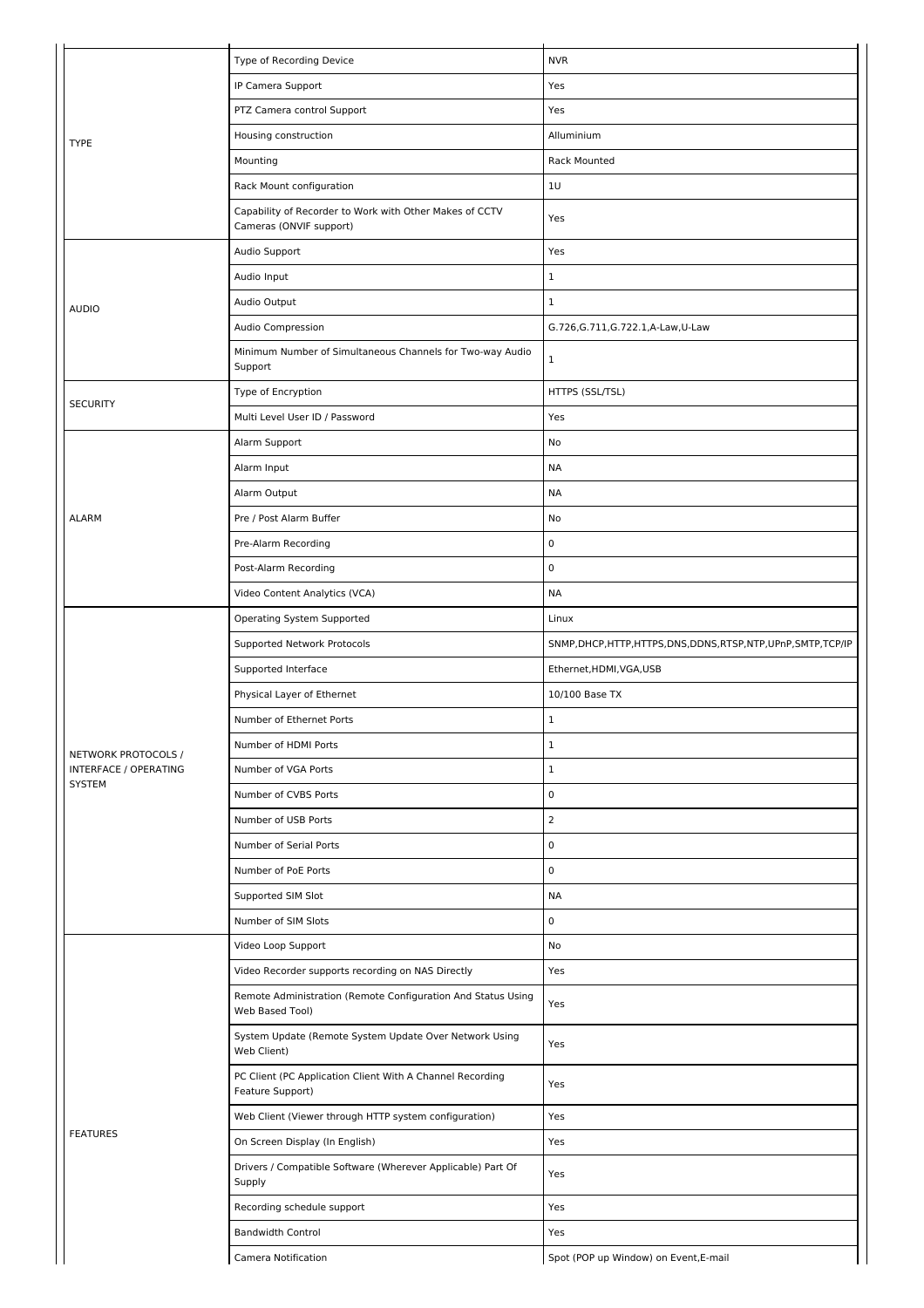| | | |
|---|---|---|
| TYPE | Type of Recording Device | NVR |
| | IP Camera Support | Yes |
| | PTZ Camera control Support | Yes |
| | Housing construction | Alluminium |
| | Mounting | Rack Mounted |
| | Rack Mount configuration | 1U |
| | Capability of Recorder to Work with Other Makes of CCTV Cameras (ONVIF support) | Yes |
| AUDIO | Audio Support | Yes |
| | Audio Input | 1 |
| | Audio Output | 1 |
| | Audio Compression | G.726,G.711,G.722.1,A-Law,U-Law |
| | Minimum Number of Simultaneous Channels for Two-way Audio Support | 1 |
| SECURITY | Type of Encryption | HTTPS (SSL/TSL) |
| | Multi Level User ID / Password | Yes |
| ALARM | Alarm Support | No |
| | Alarm Input | NA |
| | Alarm Output | NA |
| | Pre / Post Alarm Buffer | No |
| | Pre-Alarm Recording | 0 |
| | Post-Alarm Recording | 0 |
| | Video Content Analytics (VCA) | NA |
| NETWORK PROTOCOLS / INTERFACE / OPERATING SYSTEM | Operating System Supported | Linux |
| | Supported Network Protocols | SNMP,DHCP,HTTP,HTTPS,DNS,DDNS,RTSP,NTP,UPnP,SMTP,TCP/IP |
| | Supported Interface | Ethernet,HDMI,VGA,USB |
| | Physical Layer of Ethernet | 10/100 Base TX |
| | Number of Ethernet Ports | 1 |
| | Number of HDMI Ports | 1 |
| | Number of VGA Ports | 1 |
| | Number of CVBS Ports | 0 |
| | Number of USB Ports | 2 |
| | Number of Serial Ports | 0 |
| | Number of PoE Ports | 0 |
| | Supported SIM Slot | NA |
| | Number of SIM Slots | 0 |
| FEATURES | Video Loop Support | No |
| | Video Recorder supports recording on NAS Directly | Yes |
| | Remote Administration (Remote Configuration And Status Using Web Based Tool) | Yes |
| | System Update (Remote System Update Over Network Using Web Client) | Yes |
| | PC Client (PC Application Client With A Channel Recording Feature Support) | Yes |
| | Web Client (Viewer through HTTP system configuration) | Yes |
| | On Screen Display (In English) | Yes |
| | Drivers / Compatible Software (Wherever Applicable) Part Of Supply | Yes |
| | Recording schedule support | Yes |
| | Bandwidth Control | Yes |
| | Camera Notification | Spot (POP up Window) on Event,E-mail |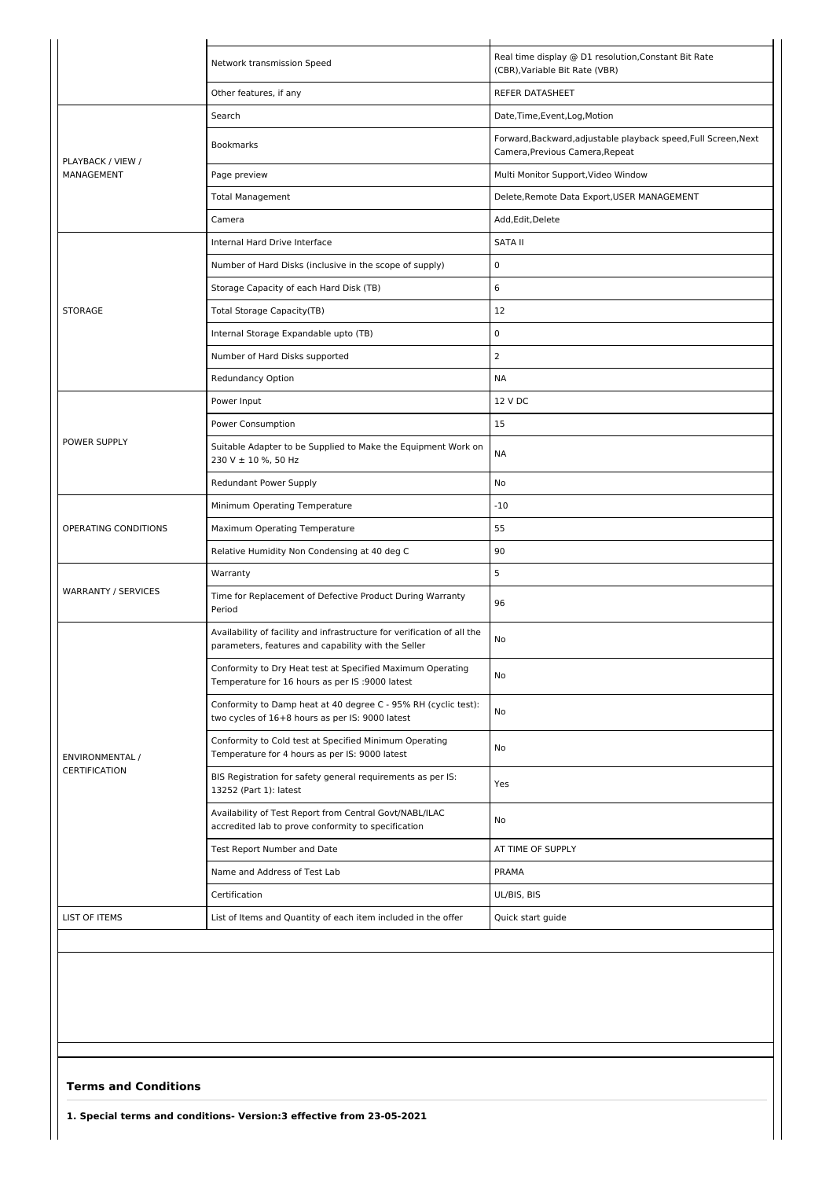| | | |
|---|---|---|
| | Network transmission Speed | Real time display @ D1 resolution,Constant Bit Rate (CBR),Variable Bit Rate (VBR) |
| | Other features, if any | REFER DATASHEET |
| PLAYBACK / VIEW / MANAGEMENT | Search | Date,Time,Event,Log,Motion |
| | Bookmarks | Forward,Backward,adjustable playback speed,Full Screen,Next Camera,Previous Camera,Repeat |
| | Page preview | Multi Monitor Support,Video Window |
| | Total Management | Delete,Remote Data Export,USER MANAGEMENT |
| | Camera | Add,Edit,Delete |
| STORAGE | Internal Hard Drive Interface | SATA II |
| | Number of Hard Disks (inclusive in the scope of supply) | 0 |
| | Storage Capacity of each Hard Disk (TB) | 6 |
| | Total Storage Capacity(TB) | 12 |
| | Internal Storage Expandable upto (TB) | 0 |
| | Number of Hard Disks supported | 2 |
| | Redundancy Option | NA |
| POWER SUPPLY | Power Input | 12 V DC |
| | Power Consumption | 15 |
| | Suitable Adapter to be Supplied to Make the Equipment Work on 230 V ± 10 %, 50 Hz | NA |
| | Redundant Power Supply | No |
| OPERATING CONDITIONS | Minimum Operating Temperature | -10 |
| | Maximum Operating Temperature | 55 |
| | Relative Humidity Non Condensing at 40 deg C | 90 |
| WARRANTY / SERVICES | Warranty | 5 |
| | Time for Replacement of Defective Product During Warranty Period | 96 |
| ENVIRONMENTAL / CERTIFICATION | Availability of facility and infrastructure for verification of all the parameters, features and capability with the Seller | No |
| | Conformity to Dry Heat test at Specified Maximum Operating Temperature for 16 hours as per IS :9000 latest | No |
| | Conformity to Damp heat at 40 degree C - 95% RH (cyclic test): two cycles of 16+8 hours as per IS: 9000 latest | No |
| | Conformity to Cold test at Specified Minimum Operating Temperature for 4 hours as per IS: 9000 latest | No |
| | BIS Registration for safety general requirements as per IS: 13252 (Part 1): latest | Yes |
| | Availability of Test Report from Central Govt/NABL/ILAC accredited lab to prove conformity to specification | No |
| | Test Report Number and Date | AT TIME OF SUPPLY |
| | Name and Address of Test Lab | PRAMA |
| | Certification | UL/BIS, BIS |
| LIST OF ITEMS | List of Items and Quantity of each item included in the offer | Quick start guide |

### Terms and Conditions

**1. Special terms and conditions- Version:3 effective from 23-05-2021**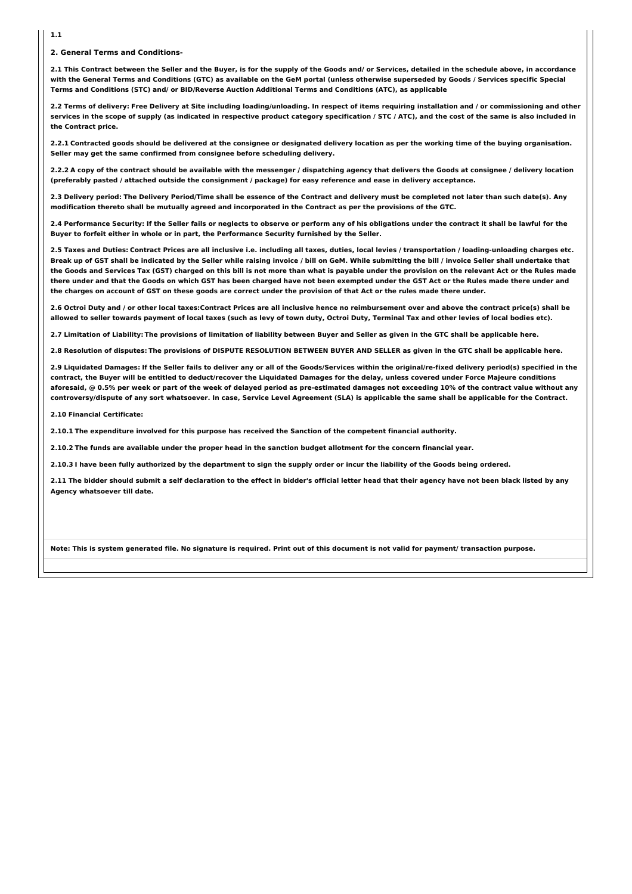**1.1**

## 2. General Terms and Conditions-

**2.1 This Contract between the Seller and the Buyer, is for the supply of the Goods and/ or Services, detailed in the schedule above, in accordance with the General Terms and Conditions (GTC) as available on the GeM portal (unless otherwise superseded by Goods / Services specific Special Terms and Conditions (STC) and/ or BID/Reverse Auction Additional Terms and Conditions (ATC), as applicable**

**2.2 Terms of delivery: Free Delivery at Site including loading/unloading. In respect of items requiring installation and / or commissioning and other services in the scope of supply (as indicated in respective product category specification / STC / ATC), and the cost of the same is also included in the Contract price.**

**2.2.1 Contracted goods should be delivered at the consignee or designated delivery location as per the working time of the buying organisation. Seller may get the same confirmed from consignee before scheduling delivery.**

**2.2.2 A copy of the contract should be available with the messenger / dispatching agency that delivers the Goods at consignee / delivery location (preferably pasted / attached outside the consignment / package) for easy reference and ease in delivery acceptance.**

**2.3 Delivery period: The Delivery Period/Time shall be essence of the Contract and delivery must be completed not later than such date(s). Any modification thereto shall be mutually agreed and incorporated in the Contract as per the provisions of the GTC.**

**2.4 Performance Security: If the Seller fails or neglects to observe or perform any of his obligations under the contract it shall be lawful for the Buyer to forfeit either in whole or in part, the Performance Security furnished by the Seller.**

**2.5 Taxes and Duties: Contract Prices are all inclusive i.e. including all taxes, duties, local levies / transportation / loading-unloading charges etc. Break up of GST shall be indicated by the Seller while raising invoice / bill on GeM. While submitting the bill / invoice Seller shall undertake that the Goods and Services Tax (GST) charged on this bill is not more than what is payable under the provision on the relevant Act or the Rules made there under and that the Goods on which GST has been charged have not been exempted under the GST Act or the Rules made there under and the charges on account of GST on these goods are correct under the provision of that Act or the rules made there under.**

**2.6 Octroi Duty and / or other local taxes:Contract Prices are all inclusive hence no reimbursement over and above the contract price(s) shall be allowed to seller towards payment of local taxes (such as levy of town duty, Octroi Duty, Terminal Tax and other levies of local bodies etc).**

**2.7 Limitation of Liability: The provisions of limitation of liability between Buyer and Seller as given in the GTC shall be applicable here.**

**2.8 Resolution of disputes: The provisions of DISPUTE RESOLUTION BETWEEN BUYER AND SELLER as given in the GTC shall be applicable here.**

**2.9 Liquidated Damages: If the Seller fails to deliver any or all of the Goods/Services within the original/re-fixed delivery period(s) specified in the contract, the Buyer will be entitled to deduct/recover the Liquidated Damages for the delay, unless covered under Force Majeure conditions aforesaid, @ 0.5% per week or part of the week of delayed period as pre-estimated damages not exceeding 10% of the contract value without any controversy/dispute of any sort whatsoever. In case, Service Level Agreement (SLA) is applicable the same shall be applicable for the Contract.**

**2.10 Financial Certificate:**

**2.10.1 The expenditure involved for this purpose has received the Sanction of the competent financial authority.**

**2.10.2 The funds are available under the proper head in the sanction budget allotment for the concern financial year.**

**2.10.3 I have been fully authorized by the department to sign the supply order or incur the liability of the Goods being ordered.**

**2.11 The bidder should submit a self declaration to the effect in bidder's official letter head that their agency have not been black listed by any Agency whatsoever till date.**

**Note: This is system generated file. No signature is required. Print out of this document is not valid for payment/ transaction purpose.**